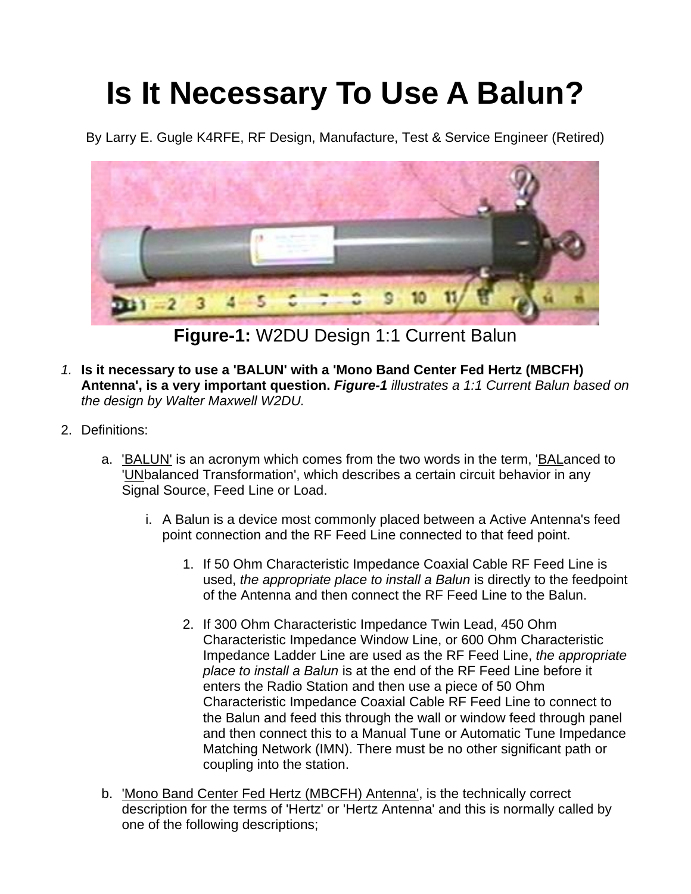# Is It Necessary To Use A Balun?

By Larry E. Gugle K4RFE, RF Design, Manufacture, Test & Service Engineer (Retired)

**Figure-1:** W2DU Design 1:1 Current Balun

1. **Is it necessary to use a 'BALUN' with a 'Mono Band Center Fed Hertz (MBCFH) Antenna', is a very important question.** ***Figure-1*** *illustrates a 1:1 Current Balun based on the design by Walter Maxwell W2DU.*

2. Definitions:

   a. 'BALUN' is an acronym which comes from the two words in the term, 'BALanced to 'UNbalanced Transformation', which describes a certain circuit behavior in any Signal Source, Feed Line or Load.

      i. A Balun is a device most commonly placed between a Active Antenna's feed point connection and the RF Feed Line connected to that feed point.

         1. If 50 Ohm Characteristic Impedance Coaxial Cable RF Feed Line is used, *the appropriate place to install a Balun* is directly to the feedpoint of the Antenna and then connect the RF Feed Line to the Balun.

         2. If 300 Ohm Characteristic Impedance Twin Lead, 450 Ohm Characteristic Impedance Window Line, or 600 Ohm Characteristic Impedance Ladder Line are used as the RF Feed Line, *the appropriate place to install a Balun* is at the end of the RF Feed Line before it enters the Radio Station and then use a piece of 50 Ohm Characteristic Impedance Coaxial Cable RF Feed Line to connect to the Balun and feed this through the wall or window feed through panel and then connect this to a Manual Tune or Automatic Tune Impedance Matching Network (IMN). There must be no other significant path or coupling into the station.

   b. 'Mono Band Center Fed Hertz (MBCFH) Antenna', is the technically correct description for the terms of 'Hertz' or 'Hertz Antenna' and this is normally called by one of the following descriptions;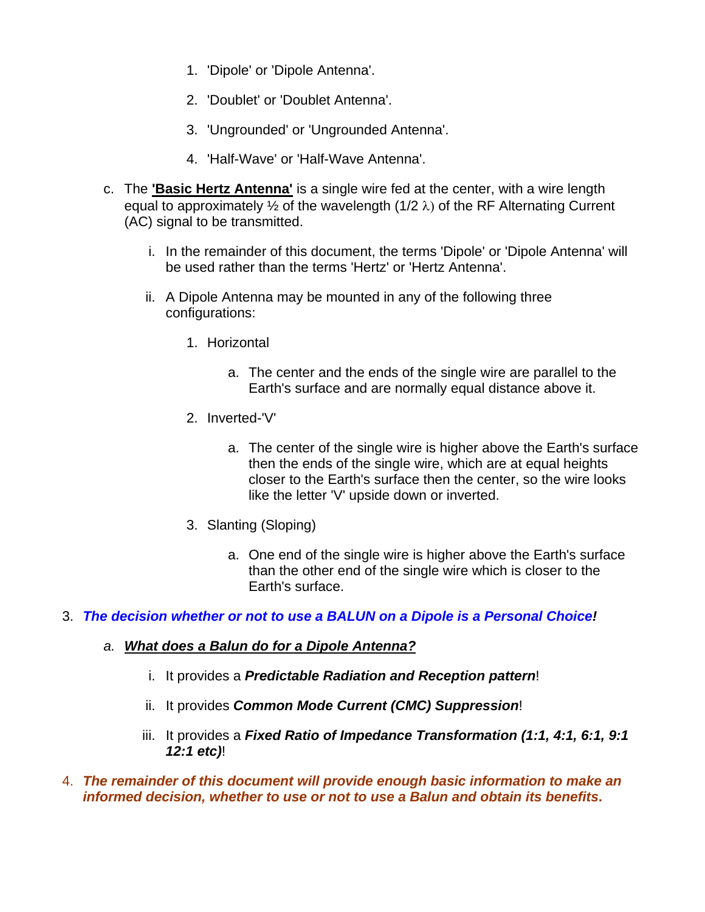1. 'Dipole' or 'Dipole Antenna'.

2. 'Doublet' or 'Doublet Antenna'.

3. 'Ungrounded' or 'Ungrounded Antenna'.

4. 'Half-Wave' or 'Half-Wave Antenna'.

c. The **'Basic Hertz Antenna'** is a single wire fed at the center, with a wire length equal to approximately ½ of the wavelength (1/2 $\lambda$) of the RF Alternating Current (AC) signal to be transmitted.

   i. In the remainder of this document, the terms 'Dipole' or 'Dipole Antenna' will be used rather than the terms 'Hertz' or 'Hertz Antenna'.

   ii. A Dipole Antenna may be mounted in any of the following three configurations:

      1. Horizontal

         a. The center and the ends of the single wire are parallel to the Earth's surface and are normally equal distance above it.

      2. Inverted-'V'

         a. The center of the single wire is higher above the Earth's surface then the ends of the single wire, which are at equal heights closer to the Earth's surface then the center, so the wire looks like the letter 'V' upside down or inverted.

      3. Slanting (Sloping)

         a. One end of the single wire is higher above the Earth's surface than the other end of the single wire which is closer to the Earth's surface.

3. ***The decision whether or not to use a BALUN on a Dipole is a Personal Choice!***

   a. ***What does a Balun do for a Dipole Antenna?***

      i. It provides a ***Predictable Radiation and Reception pattern***!

      ii. It provides ***Common Mode Current (CMC) Suppression***!

      iii. It provides a ***Fixed Ratio of Impedance Transformation (1:1, 4:1, 6:1, 9:1 12:1 etc)***!

4. ***The remainder of this document will provide enough basic information to make an informed decision, whether to use or not to use a Balun and obtain its benefits.***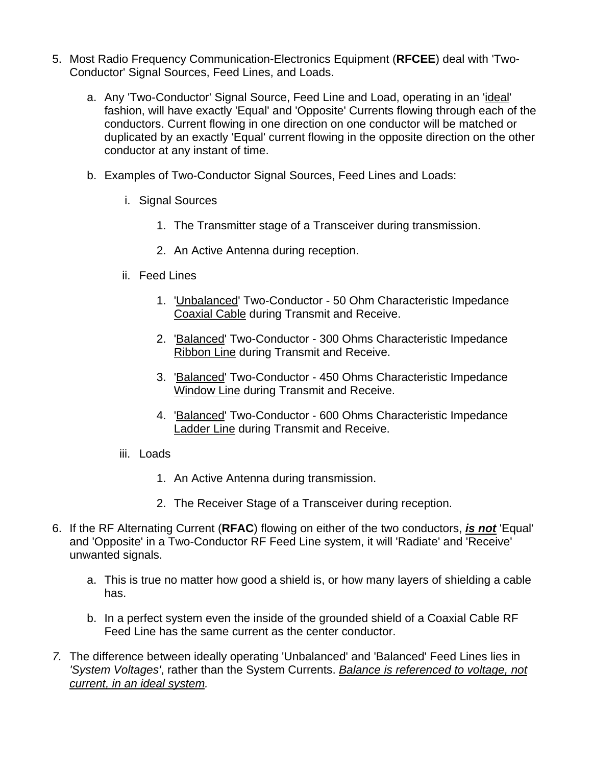5. Most Radio Frequency Communication-Electronics Equipment (**RFCEE**) deal with 'Two-Conductor' Signal Sources, Feed Lines, and Loads.

    a. Any 'Two-Conductor' Signal Source, Feed Line and Load, operating in an '<u>ideal</u>' fashion, will have exactly 'Equal' and 'Opposite' Currents flowing through each of the conductors. Current flowing in one direction on one conductor will be matched or duplicated by an exactly 'Equal' current flowing in the opposite direction on the other conductor at any instant of time.

    b. Examples of Two-Conductor Signal Sources, Feed Lines and Loads:

        i. Signal Sources

            1. The Transmitter stage of a Transceiver during transmission.

            2. An Active Antenna during reception.

        ii. Feed Lines

            1. '<u>Unbalanced</u>' Two-Conductor - 50 Ohm Characteristic Impedance <u>Coaxial Cable</u> during Transmit and Receive.

            2. '<u>Balanced</u>' Two-Conductor - 300 Ohms Characteristic Impedance <u>Ribbon Line</u> during Transmit and Receive.

            3. '<u>Balanced</u>' Two-Conductor - 450 Ohms Characteristic Impedance <u>Window Line</u> during Transmit and Receive.

            4. '<u>Balanced</u>' Two-Conductor - 600 Ohms Characteristic Impedance <u>Ladder Line</u> during Transmit and Receive.

        iii. Loads

            1. An Active Antenna during transmission.

            2. The Receiver Stage of a Transceiver during reception.

6. If the RF Alternating Current (**RFAC**) flowing on either of the two conductors, ***<u>is not</u>*** 'Equal' and 'Opposite' in a Two-Conductor RF Feed Line system, it will 'Radiate' and 'Receive' unwanted signals.

    a. This is true no matter how good a shield is, or how many layers of shielding a cable has.

    b. In a perfect system even the inside of the grounded shield of a Coaxial Cable RF Feed Line has the same current as the center conductor.

7. The difference between ideally operating 'Unbalanced' and 'Balanced' Feed Lines lies in *'System Voltages'*, rather than the System Currents. *<u>Balance is referenced to voltage, not current, in an ideal system</u>.*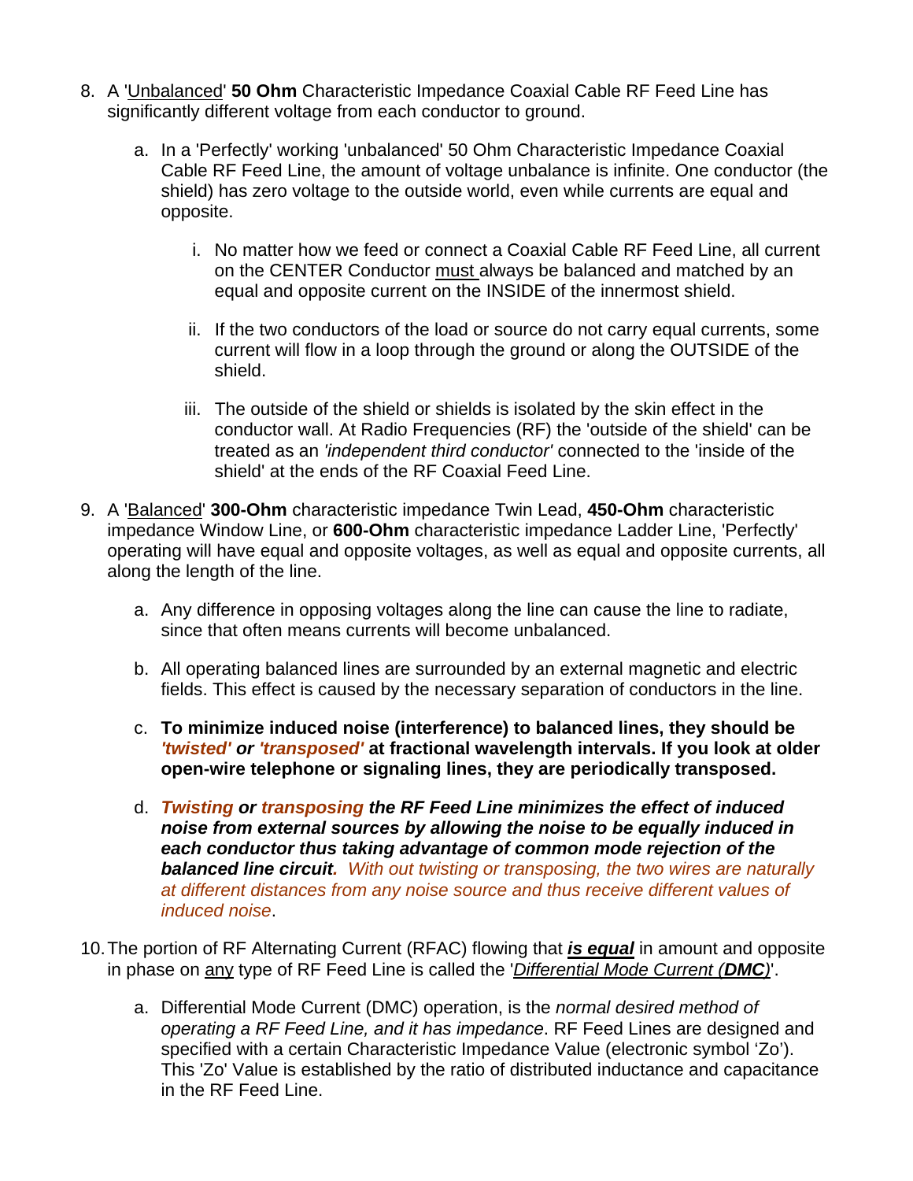8. A '<u>Unbalanced</u>' **50 Ohm** Characteristic Impedance Coaxial Cable RF Feed Line has significantly different voltage from each conductor to ground.

    a. In a 'Perfectly' working 'unbalanced' 50 Ohm Characteristic Impedance Coaxial Cable RF Feed Line, the amount of voltage unbalance is infinite. One conductor (the shield) has zero voltage to the outside world, even while currents are equal and opposite.

        i. No matter how we feed or connect a Coaxial Cable RF Feed Line, all current on the CENTER Conductor <u>must</u> always be balanced and matched by an equal and opposite current on the INSIDE of the innermost shield.

        ii. If the two conductors of the load or source do not carry equal currents, some current will flow in a loop through the ground or along the OUTSIDE of the shield.

        iii. The outside of the shield or shields is isolated by the skin effect in the conductor wall. At Radio Frequencies (RF) the 'outside of the shield' can be treated as an *'independent third conductor'* connected to the 'inside of the shield' at the ends of the RF Coaxial Feed Line.

9. A '<u>Balanced</u>' **300-Ohm** characteristic impedance Twin Lead, **450-Ohm** characteristic impedance Window Line, or **600-Ohm** characteristic impedance Ladder Line, 'Perfectly' operating will have equal and opposite voltages, as well as equal and opposite currents, all along the length of the line.

    a. Any difference in opposing voltages along the line can cause the line to radiate, since that often means currents will become unbalanced.

    b. All operating balanced lines are surrounded by an external magnetic and electric fields. This effect is caused by the necessary separation of conductors in the line.

    c. **To minimize induced noise (interference) to balanced lines, they should be *'twisted'* or *'transposed'* at fractional wavelength intervals. If you look at older open-wire telephone or signaling lines, they are periodically transposed.**

    d. ***Twisting or transposing the RF Feed Line minimizes the effect of induced noise from external sources by allowing the noise to be equally induced in each conductor thus taking advantage of common mode rejection of the balanced line circuit.*** *With out twisting or transposing, the two wires are naturally at different distances from any noise source and thus receive different values of induced noise*.

10. The portion of RF Alternating Current (RFAC) flowing that ***<u>is equal</u>*** in amount and opposite in phase on <u>any</u> type of RF Feed Line is called the '*<u>Differential Mode Current (**DMC**)</u>*'.

    a. Differential Mode Current (DMC) operation, is the *normal desired method of operating a RF Feed Line, and it has impedance*. RF Feed Lines are designed and specified with a certain Characteristic Impedance Value (electronic symbol 'Zo'). This 'Zo' Value is established by the ratio of distributed inductance and capacitance in the RF Feed Line.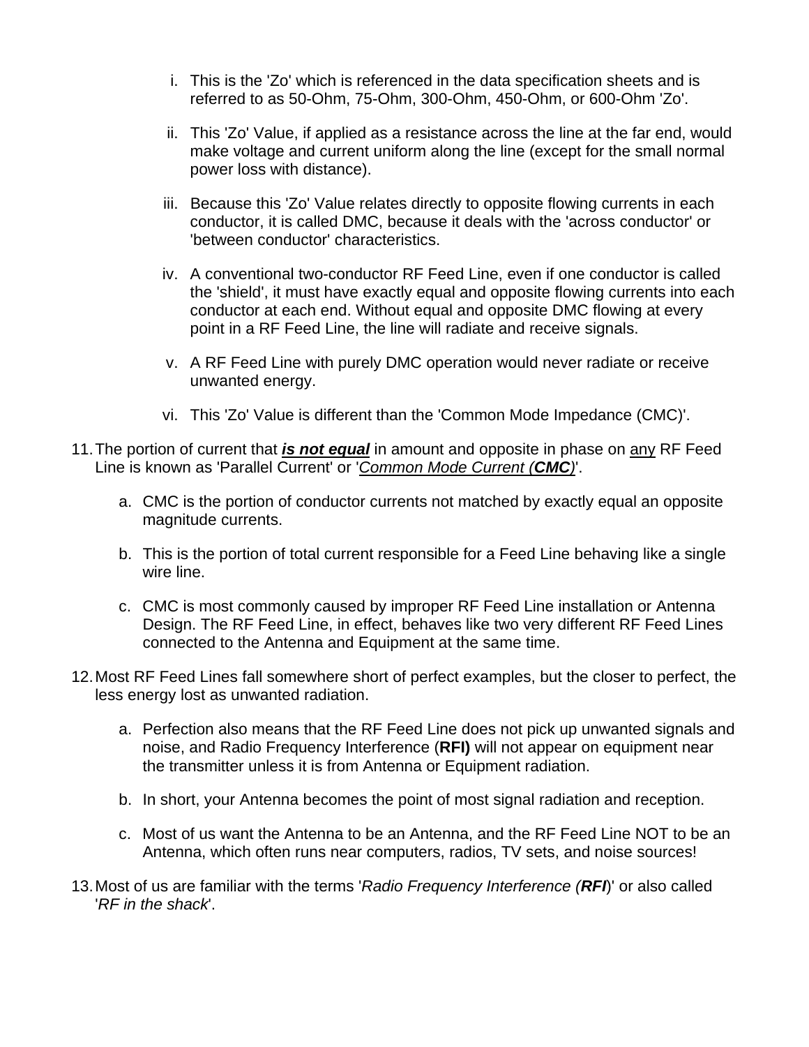i. This is the 'Zo' which is referenced in the data specification sheets and is referred to as 50-Ohm, 75-Ohm, 300-Ohm, 450-Ohm, or 600-Ohm 'Zo'.

   ii. This 'Zo' Value, if applied as a resistance across the line at the far end, would make voltage and current uniform along the line (except for the small normal power loss with distance).

   iii. Because this 'Zo' Value relates directly to opposite flowing currents in each conductor, it is called DMC, because it deals with the 'across conductor' or 'between conductor' characteristics.

   iv. A conventional two-conductor RF Feed Line, even if one conductor is called the 'shield', it must have exactly equal and opposite flowing currents into each conductor at each end. Without equal and opposite DMC flowing at every point in a RF Feed Line, the line will radiate and receive signals.

   v. A RF Feed Line with purely DMC operation would never radiate or receive unwanted energy.

   vi. This 'Zo' Value is different than the 'Common Mode Impedance (CMC)'.

11. The portion of current that ***is not equal*** in amount and opposite in phase on <u>any</u> RF Feed Line is known as 'Parallel Current' or '<u>*Common Mode Current (**CMC**)*</u>'.

    a. CMC is the portion of conductor currents not matched by exactly equal an opposite magnitude currents.

    b. This is the portion of total current responsible for a Feed Line behaving like a single wire line.

    c. CMC is most commonly caused by improper RF Feed Line installation or Antenna Design. The RF Feed Line, in effect, behaves like two very different RF Feed Lines connected to the Antenna and Equipment at the same time.

12. Most RF Feed Lines fall somewhere short of perfect examples, but the closer to perfect, the less energy lost as unwanted radiation.

    a. Perfection also means that the RF Feed Line does not pick up unwanted signals and noise, and Radio Frequency Interference (**RFI)** will not appear on equipment near the transmitter unless it is from Antenna or Equipment radiation.

    b. In short, your Antenna becomes the point of most signal radiation and reception.

    c. Most of us want the Antenna to be an Antenna, and the RF Feed Line NOT to be an Antenna, which often runs near computers, radios, TV sets, and noise sources!

13. Most of us are familiar with the terms '*Radio Frequency Interference (**RFI**)*' or also called '*RF in the shack*'.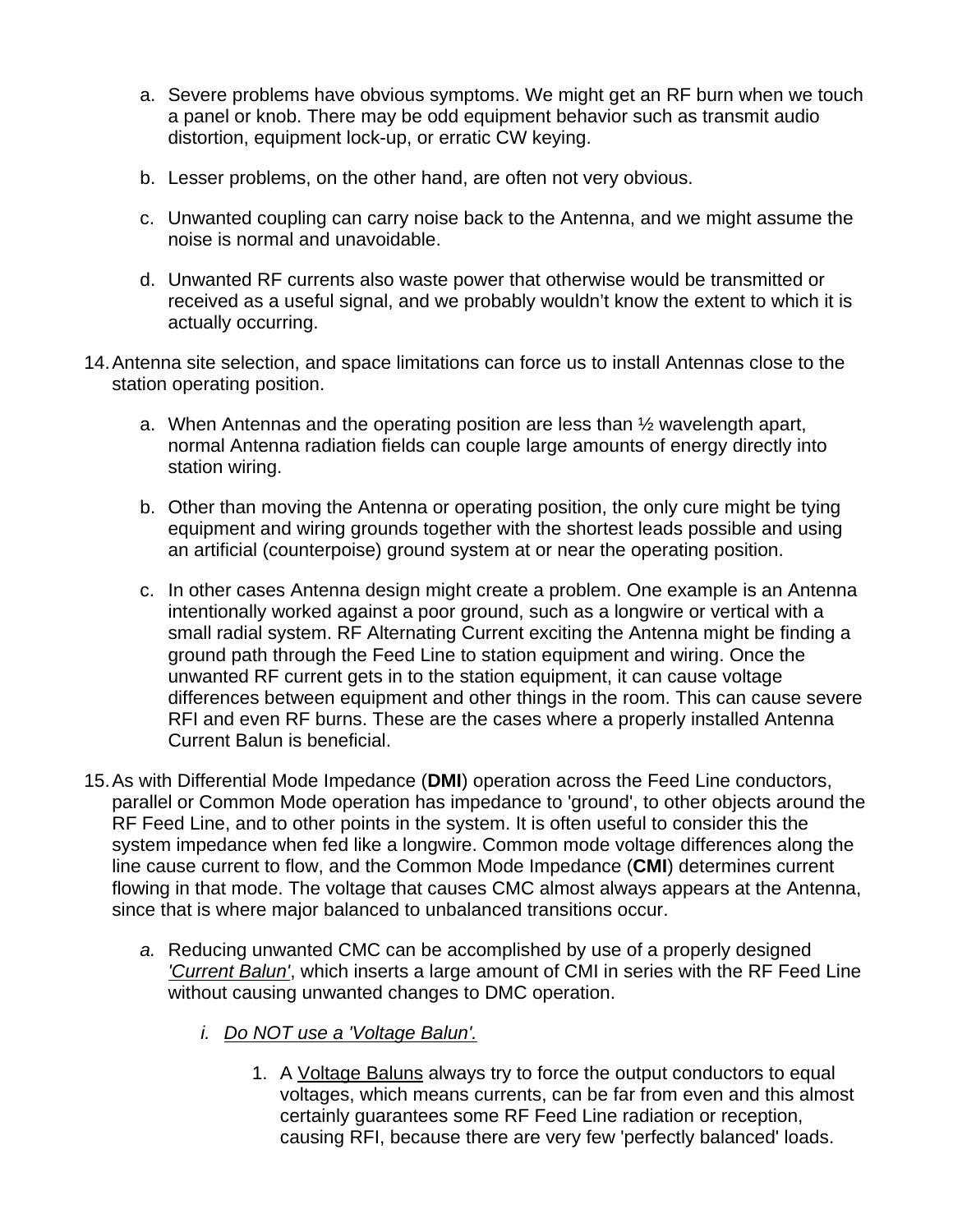a. Severe problems have obvious symptoms. We might get an RF burn when we touch a panel or knob. There may be odd equipment behavior such as transmit audio distortion, equipment lock-up, or erratic CW keying.

b. Lesser problems, on the other hand, are often not very obvious.

c. Unwanted coupling can carry noise back to the Antenna, and we might assume the noise is normal and unavoidable.

d. Unwanted RF currents also waste power that otherwise would be transmitted or received as a useful signal, and we probably wouldn't know the extent to which it is actually occurring.

14. Antenna site selection, and space limitations can force us to install Antennas close to the station operating position.

    a. When Antennas and the operating position are less than ½ wavelength apart, normal Antenna radiation fields can couple large amounts of energy directly into station wiring.

    b. Other than moving the Antenna or operating position, the only cure might be tying equipment and wiring grounds together with the shortest leads possible and using an artificial (counterpoise) ground system at or near the operating position.

    c. In other cases Antenna design might create a problem. One example is an Antenna intentionally worked against a poor ground, such as a longwire or vertical with a small radial system. RF Alternating Current exciting the Antenna might be finding a ground path through the Feed Line to station equipment and wiring. Once the unwanted RF current gets in to the station equipment, it can cause voltage differences between equipment and other things in the room. This can cause severe RFI and even RF burns. These are the cases where a properly installed Antenna Current Balun is beneficial.

15. As with Differential Mode Impedance (**DMI**) operation across the Feed Line conductors, parallel or Common Mode operation has impedance to 'ground', to other objects around the RF Feed Line, and to other points in the system. It is often useful to consider this the system impedance when fed like a longwire. Common mode voltage differences along the line cause current to flow, and the Common Mode Impedance (**CMI**) determines current flowing in that mode. The voltage that causes CMC almost always appears at the Antenna, since that is where major balanced to unbalanced transitions occur.

    *a.* Reducing unwanted CMC can be accomplished by use of a properly designed *'Current Balun'*, which inserts a large amount of CMI in series with the RF Feed Line without causing unwanted changes to DMC operation.

        *i.* *Do NOT use a 'Voltage Balun'.*

            1. A Voltage Baluns always try to force the output conductors to equal voltages, which means currents, can be far from even and this almost certainly guarantees some RF Feed Line radiation or reception, causing RFI, because there are very few 'perfectly balanced' loads.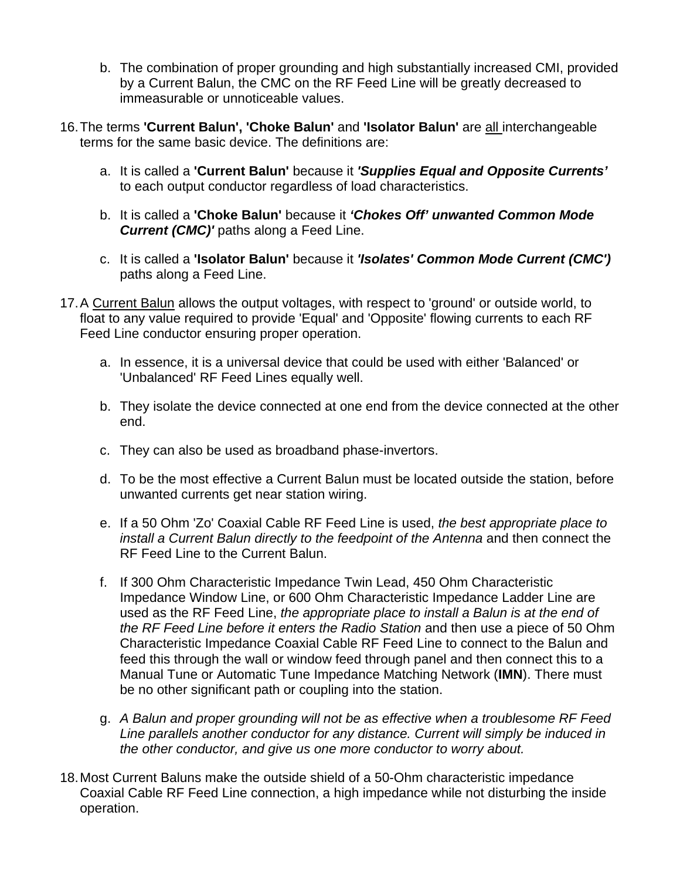b. The combination of proper grounding and high substantially increased CMI, provided by a Current Balun, the CMC on the RF Feed Line will be greatly decreased to immeasurable or unnoticeable values.

16. The terms **'Current Balun', 'Choke Balun'** and **'Isolator Balun'** are <u>all </u>interchangeable terms for the same basic device. The definitions are:

    a. It is called a **'Current Balun'** because it ***'Supplies Equal and Opposite Currents'*** to each output conductor regardless of load characteristics.

    b. It is called a **'Choke Balun'** because it ***'Chokes Off' unwanted Common Mode Current (CMC)'*** paths along a Feed Line.

    c. It is called a **'Isolator Balun'** because it ***'Isolates' Common Mode Current (CMC')*** paths along a Feed Line.

17. A <u>Current Balun</u> allows the output voltages, with respect to 'ground' or outside world, to float to any value required to provide 'Equal' and 'Opposite' flowing currents to each RF Feed Line conductor ensuring proper operation.

    a. In essence, it is a universal device that could be used with either 'Balanced' or 'Unbalanced' RF Feed Lines equally well.

    b. They isolate the device connected at one end from the device connected at the other end.

    c. They can also be used as broadband phase-invertors.

    d. To be the most effective a Current Balun must be located outside the station, before unwanted currents get near station wiring.

    e. If a 50 Ohm 'Zo' Coaxial Cable RF Feed Line is used, *the best appropriate place to install a Current Balun directly to the feedpoint of the Antenna* and then connect the RF Feed Line to the Current Balun.

    f. If 300 Ohm Characteristic Impedance Twin Lead, 450 Ohm Characteristic Impedance Window Line, or 600 Ohm Characteristic Impedance Ladder Line are used as the RF Feed Line, *the appropriate place to install a Balun is at the end of the RF Feed Line before it enters the Radio Station* and then use a piece of 50 Ohm Characteristic Impedance Coaxial Cable RF Feed Line to connect to the Balun and feed this through the wall or window feed through panel and then connect this to a Manual Tune or Automatic Tune Impedance Matching Network (**IMN**). There must be no other significant path or coupling into the station.

    g. *A Balun and proper grounding will not be as effective when a troublesome RF Feed Line parallels another conductor for any distance. Current will simply be induced in the other conductor, and give us one more conductor to worry about.*

18. Most Current Baluns make the outside shield of a 50-Ohm characteristic impedance Coaxial Cable RF Feed Line connection, a high impedance while not disturbing the inside operation.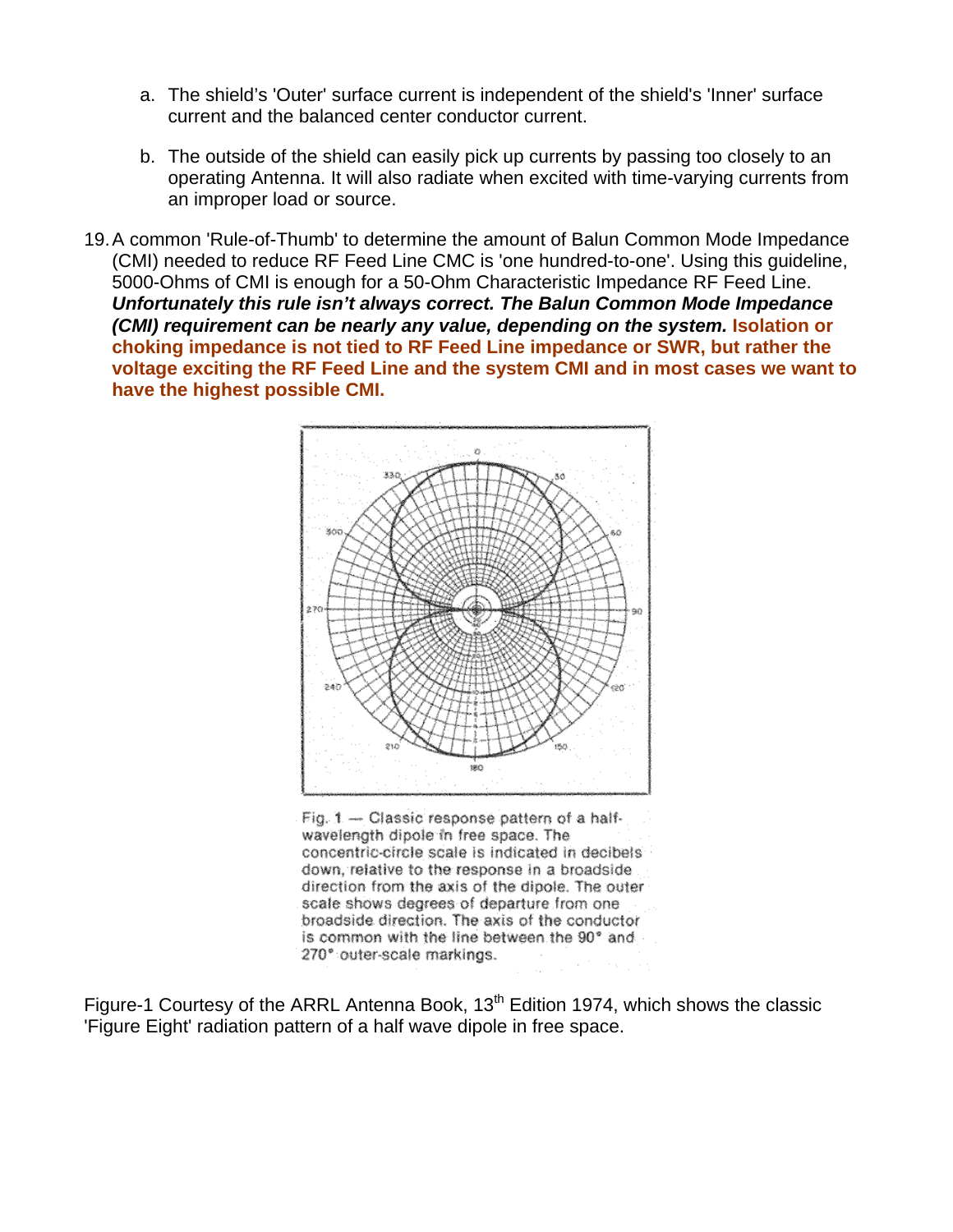a. The shield's 'Outer' surface current is independent of the shield's 'Inner' surface current and the balanced center conductor current.

b. The outside of the shield can easily pick up currents by passing too closely to an operating Antenna. It will also radiate when excited with time-varying currents from an improper load or source.

19. A common 'Rule-of-Thumb' to determine the amount of Balun Common Mode Impedance (CMI) needed to reduce RF Feed Line CMC is 'one hundred-to-one'. Using this guideline, 5000-Ohms of CMI is enough for a 50-Ohm Characteristic Impedance RF Feed Line. ***Unfortunately this rule isn't always correct. The Balun Common Mode Impedance (CMI) requirement can be nearly any value, depending on the system.*** **Isolation or choking impedance is not tied to RF Feed Line impedance or SWR, but rather the voltage exciting the RF Feed Line and the system CMI and in most cases we want to have the highest possible CMI.**

Fig. 1 — Classic response pattern of a half-wavelength dipole in free space. The concentric-circle scale is indicated in decibels down, relative to the response in a broadside direction from the axis of the dipole. The outer scale shows degrees of departure from one broadside direction. The axis of the conductor is common with the line between the 90° and 270° outer-scale markings.

Figure-1 Courtesy of the ARRL Antenna Book, 13th Edition 1974, which shows the classic 'Figure Eight' radiation pattern of a half wave dipole in free space.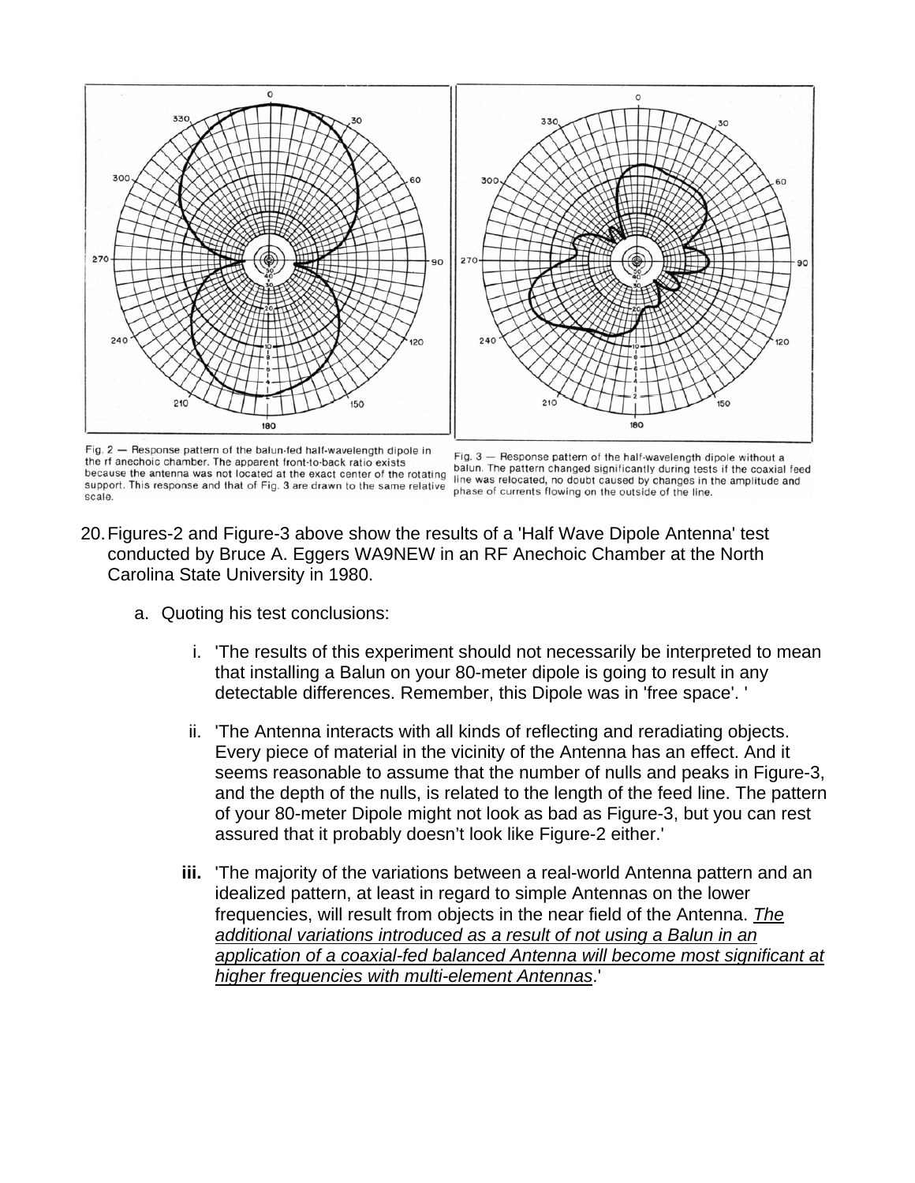0

330

30

300

60

270

90

240

120

210

150

180

0

330

30

300

60

270

90

240

120

210

150

180

Fig. 2 — Response pattern of the balun-fed half-wavelength dipole in the rf anechoic chamber. The apparent front-to-back ratio exists because the antenna was not located at the exact center of the rotating support. This response and that of Fig. 3 are drawn to the same relative scale.

Fig. 3 — Response pattern of the half-wavelength dipole without a balun. The pattern changed significantly during tests if the coaxial feed line was relocated, no doubt caused by changes in the amplitude and phase of currents flowing on the outside of the line.

20. Figures-2 and Figure-3 above show the results of a 'Half Wave Dipole Antenna' test conducted by Bruce A. Eggers WA9NEW in an RF Anechoic Chamber at the North Carolina State University in 1980.

    a. Quoting his test conclusions:

        i. 'The results of this experiment should not necessarily be interpreted to mean that installing a Balun on your 80-meter dipole is going to result in any detectable differences. Remember, this Dipole was in 'free space'. '

        ii. 'The Antenna interacts with all kinds of reflecting and reradiating objects. Every piece of material in the vicinity of the Antenna has an effect. And it seems reasonable to assume that the number of nulls and peaks in Figure-3, and the depth of the nulls, is related to the length of the feed line. The pattern of your 80-meter Dipole might not look as bad as Figure-3, but you can rest assured that it probably doesn't look like Figure-2 either.'

        **iii.** 'The majority of the variations between a real-world Antenna pattern and an idealized pattern, at least in regard to simple Antennas on the lower frequencies, will result from objects in the near field of the Antenna. *The additional variations introduced as a result of not using a Balun in an application of a coaxial-fed balanced Antenna will become most significant at higher frequencies with multi-element Antennas*.'